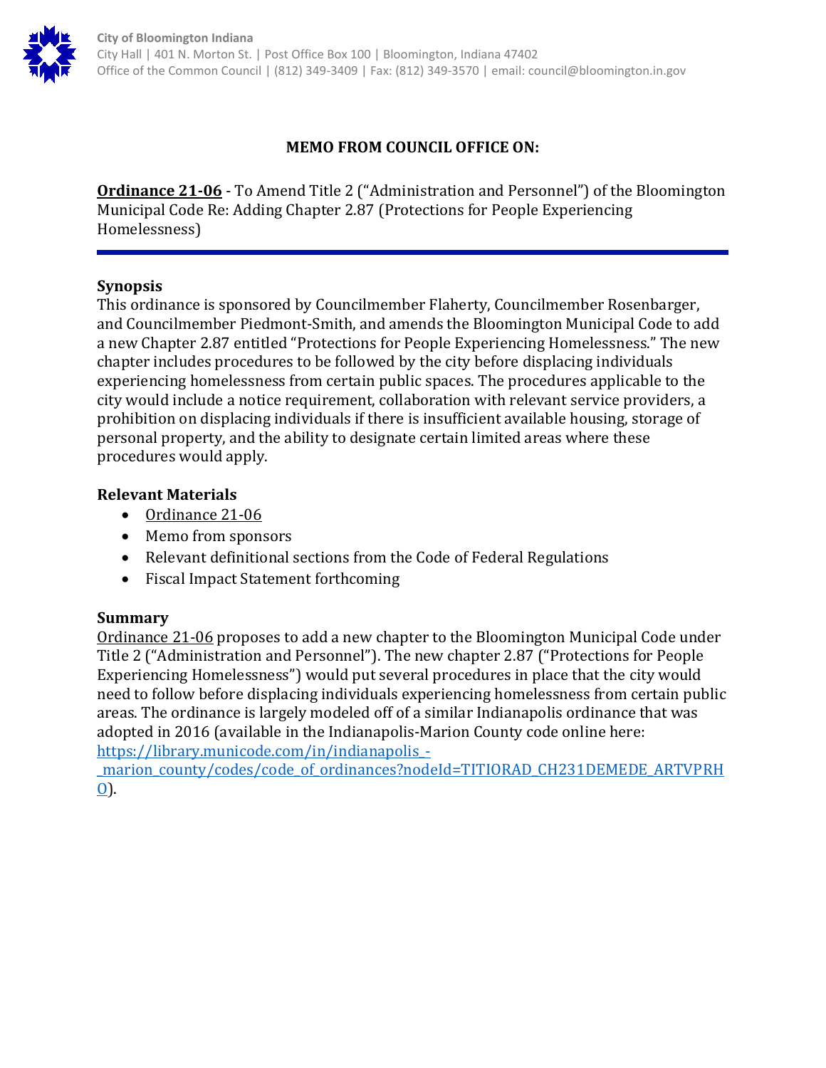City of Bloomington Indiana
City Hall | 401 N. Morton St. | Post Office Box 100 | Bloomington, Indiana 47402
Office of the Common Council | (812) 349-3409 | Fax: (812) 349-3570 | email: council@bloomington.in.gov

**MEMO FROM COUNCIL OFFICE ON:**

**Ordinance 21-06** - To Amend Title 2 ("Administration and Personnel") of the Bloomington Municipal Code Re: Adding Chapter 2.87 (Protections for People Experiencing Homelessness)

---

### Synopsis

This ordinance is sponsored by Councilmember Flaherty, Councilmember Rosenbarger, and Councilmember Piedmont-Smith, and amends the Bloomington Municipal Code to add a new Chapter 2.87 entitled "Protections for People Experiencing Homelessness." The new chapter includes procedures to be followed by the city before displacing individuals experiencing homelessness from certain public spaces. The procedures applicable to the city would include a notice requirement, collaboration with relevant service providers, a prohibition on displacing individuals if there is insufficient available housing, storage of personal property, and the ability to designate certain limited areas where these procedures would apply.

### Relevant Materials

- Ordinance 21-06
- Memo from sponsors
- Relevant definitional sections from the Code of Federal Regulations
- Fiscal Impact Statement forthcoming

### Summary

Ordinance 21-06 proposes to add a new chapter to the Bloomington Municipal Code under Title 2 ("Administration and Personnel"). The new chapter 2.87 ("Protections for People Experiencing Homelessness") would put several procedures in place that the city would need to follow before displacing individuals experiencing homelessness from certain public areas. The ordinance is largely modeled off of a similar Indianapolis ordinance that was adopted in 2016 (available in the Indianapolis-Marion County code online here: https://library.municode.com/in/indianapolis_-_marion_county/codes/code_of_ordinances?nodeId=TITIORAD_CH231DEMEDE_ARTVPRHO).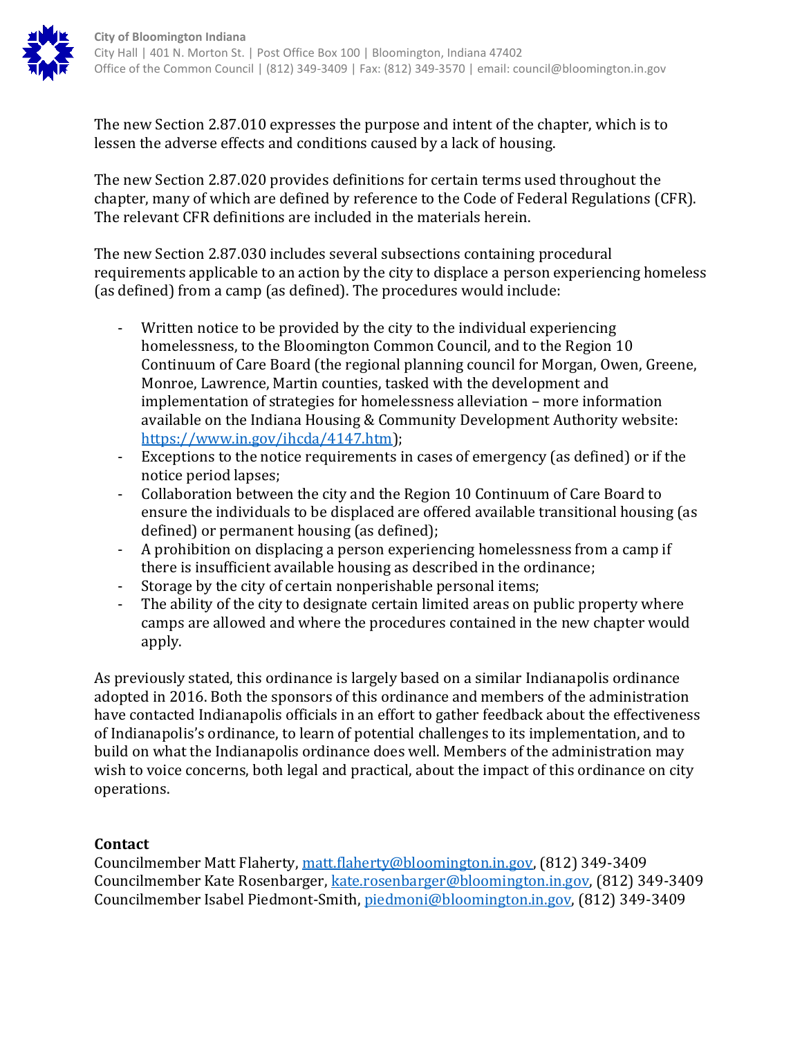The new Section 2.87.010 expresses the purpose and intent of the chapter, which is to lessen the adverse effects and conditions caused by a lack of housing.

The new Section 2.87.020 provides definitions for certain terms used throughout the chapter, many of which are defined by reference to the Code of Federal Regulations (CFR). The relevant CFR definitions are included in the materials herein.

The new Section 2.87.030 includes several subsections containing procedural requirements applicable to an action by the city to displace a person experiencing homeless (as defined) from a camp (as defined). The procedures would include:

- Written notice to be provided by the city to the individual experiencing homelessness, to the Bloomington Common Council, and to the Region 10 Continuum of Care Board (the regional planning council for Morgan, Owen, Greene, Monroe, Lawrence, Martin counties, tasked with the development and implementation of strategies for homelessness alleviation – more information available on the Indiana Housing & Community Development Authority website: https://www.in.gov/ihcda/4147.htm);
- Exceptions to the notice requirements in cases of emergency (as defined) or if the notice period lapses;
- Collaboration between the city and the Region 10 Continuum of Care Board to ensure the individuals to be displaced are offered available transitional housing (as defined) or permanent housing (as defined);
- A prohibition on displacing a person experiencing homelessness from a camp if there is insufficient available housing as described in the ordinance;
- Storage by the city of certain nonperishable personal items;
- The ability of the city to designate certain limited areas on public property where camps are allowed and where the procedures contained in the new chapter would apply.

As previously stated, this ordinance is largely based on a similar Indianapolis ordinance adopted in 2016. Both the sponsors of this ordinance and members of the administration have contacted Indianapolis officials in an effort to gather feedback about the effectiveness of Indianapolis's ordinance, to learn of potential challenges to its implementation, and to build on what the Indianapolis ordinance does well. Members of the administration may wish to voice concerns, both legal and practical, about the impact of this ordinance on city operations.

**Contact**

Councilmember Matt Flaherty, matt.flaherty@bloomington.in.gov, (812) 349-3409
Councilmember Kate Rosenbarger, kate.rosenbarger@bloomington.in.gov, (812) 349-3409
Councilmember Isabel Piedmont-Smith, piedmoni@bloomington.in.gov, (812) 349-3409